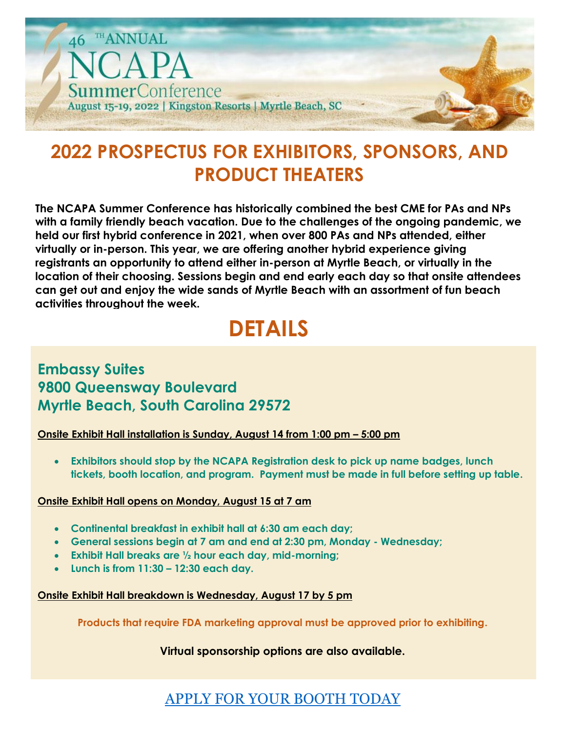46 TH ANNUAL

NCAPA

Summer Conference

August 15-19, 2022 | Kingston Resorts | Myrtle Beach, SC

# 2022 PROSPECTUS FOR EXHIBITORS, SPONSORS, AND PRODUCT THEATERS

**The NCAPA Summer Conference has historically combined the best CME for PAs and NPs with a family friendly beach vacation. Due to the challenges of the ongoing pandemic, we held our first hybrid conference in 2021, when over 800 PAs and NPs attended, either virtually or in-person. This year, we are offering another hybrid experience giving registrants an opportunity to attend either in-person at Myrtle Beach, or virtually in the location of their choosing. Sessions begin and end early each day so that onsite attendees can get out and enjoy the wide sands of Myrtle Beach with an assortment of fun beach activities throughout the week.**

# DETAILS

## Embassy Suites
## 9800 Queensway Boulevard
## Myrtle Beach, South Carolina 29572

**Onsite Exhibit Hall installation is Sunday, August 14 from 1:00 pm – 5:00 pm**

- **Exhibitors should stop by the NCAPA Registration desk to pick up name badges, lunch tickets, booth location, and program. Payment must be made in full before setting up table.**

**Onsite Exhibit Hall opens on Monday, August 15 at 7 am**

- **Continental breakfast in exhibit hall at 6:30 am each day;**
- **General sessions begin at 7 am and end at 2:30 pm, Monday - Wednesday;**
- **Exhibit Hall breaks are ½ hour each day, mid-morning;**
- **Lunch is from 11:30 – 12:30 each day.**

**Onsite Exhibit Hall breakdown is Wednesday, August 17 by 5 pm**

**Products that require FDA marketing approval must be approved prior to exhibiting.**

**Virtual sponsorship options are also available.**

APPLY FOR YOUR BOOTH TODAY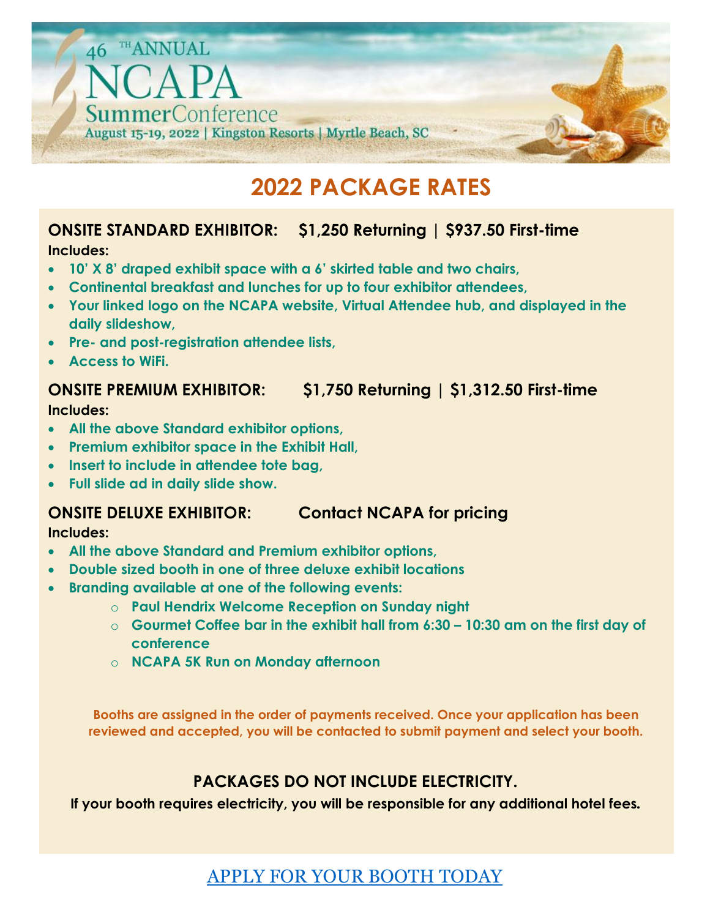46TH ANNUAL NCAPA Summer Conference
August 15-19, 2022 | Kingston Resorts | Myrtle Beach, SC

# 2022 PACKAGE RATES

**ONSITE STANDARD EXHIBITOR: $1,250 Returning | $937.50 First-time**

**Includes:**

- **10' X 8' draped exhibit space with a 6' skirted table and two chairs,**
- **Continental breakfast and lunches for up to four exhibitor attendees,**
- **Your linked logo on the NCAPA website, Virtual Attendee hub, and displayed in the daily slideshow,**
- **Pre- and post-registration attendee lists,**
- **Access to WiFi.**

**ONSITE PREMIUM EXHIBITOR: $1,750 Returning | $1,312.50 First-time**

**Includes:**

- **All the above Standard exhibitor options,**
- **Premium exhibitor space in the Exhibit Hall,**
- **Insert to include in attendee tote bag,**
- **Full slide ad in daily slide show.**

**ONSITE DELUXE EXHIBITOR: Contact NCAPA for pricing**

**Includes:**

- **All the above Standard and Premium exhibitor options,**
- **Double sized booth in one of three deluxe exhibit locations**
- **Branding available at one of the following events:**
  - **Paul Hendrix Welcome Reception on Sunday night**
  - **Gourmet Coffee bar in the exhibit hall from 6:30 – 10:30 am on the first day of conference**
  - **NCAPA 5K Run on Monday afternoon**

**Booths are assigned in the order of payments received. Once your application has been reviewed and accepted, you will be contacted to submit payment and select your booth.**

**PACKAGES DO NOT INCLUDE ELECTRICITY.**

**If your booth requires electricity, you will be responsible for any additional hotel fees.**

APPLY FOR YOUR BOOTH TODAY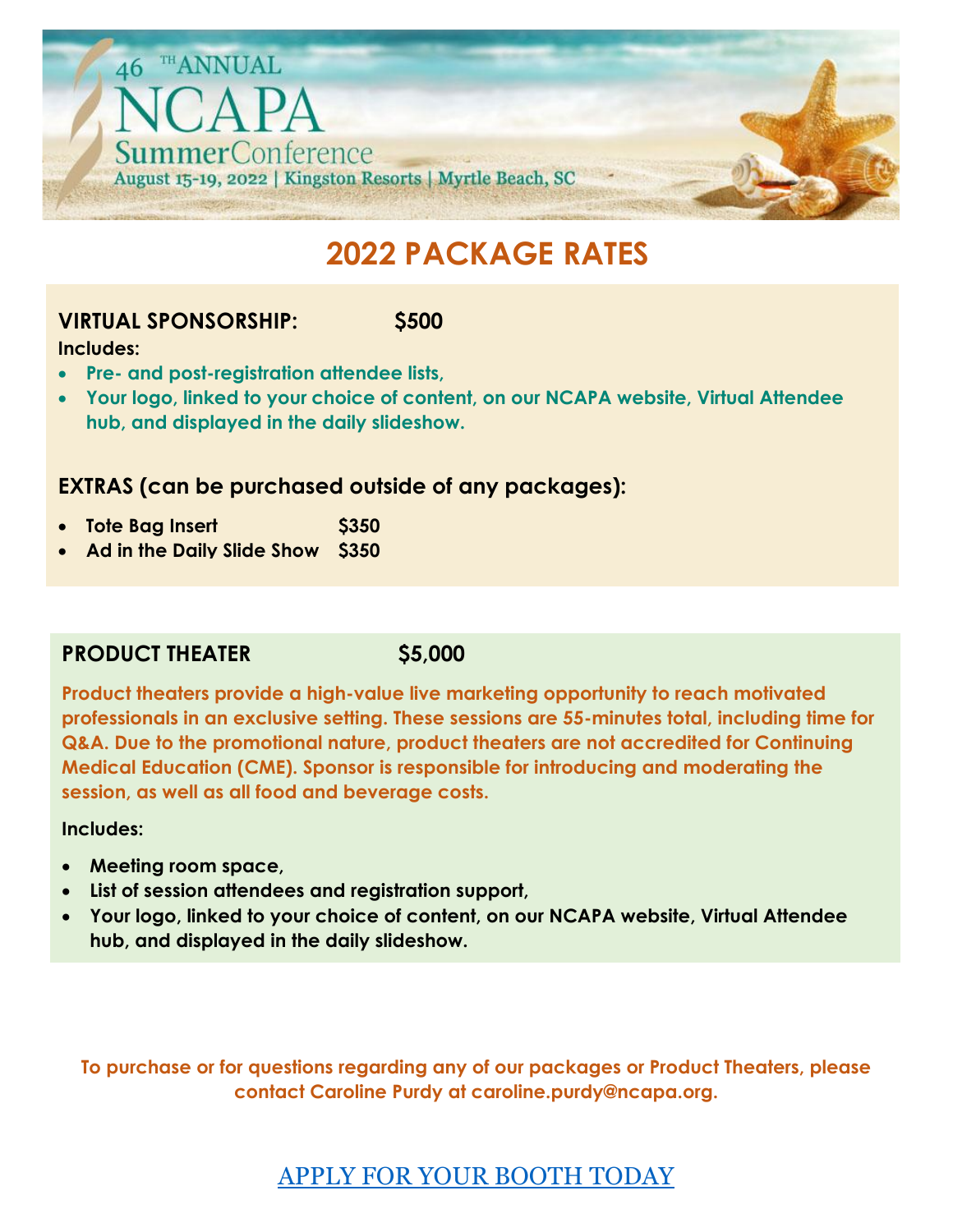46TH ANNUAL

# NCAPA

SummerConference

August 15-19, 2022 | Kingston Resorts | Myrtle Beach, SC

## 2022 PACKAGE RATES

**VIRTUAL SPONSORSHIP: $500**

**Includes:**

- **Pre- and post-registration attendee lists,**
- **Your logo, linked to your choice of content, on our NCAPA website, Virtual Attendee hub, and displayed in the daily slideshow.**

**EXTRAS (can be purchased outside of any packages):**

- **Tote Bag Insert $350**
- **Ad in the Daily Slide Show $350**

**PRODUCT THEATER $5,000**

**Product theaters provide a high-value live marketing opportunity to reach motivated professionals in an exclusive setting. These sessions are 55-minutes total, including time for Q&A. Due to the promotional nature, product theaters are not accredited for Continuing Medical Education (CME). Sponsor is responsible for introducing and moderating the session, as well as all food and beverage costs.**

**Includes:**

- **Meeting room space,**
- **List of session attendees and registration support,**
- **Your logo, linked to your choice of content, on our NCAPA website, Virtual Attendee hub, and displayed in the daily slideshow.**

**To purchase or for questions regarding any of our packages or Product Theaters, please contact Caroline Purdy at caroline.purdy@ncapa.org.**

APPLY FOR YOUR BOOTH TODAY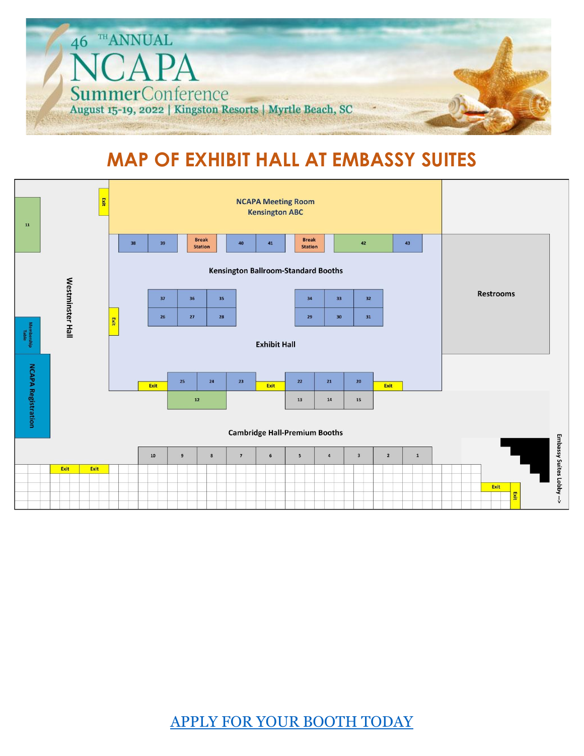46 TH ANNUAL

NCAPA

SummerConference

August 15-19, 2022 | Kingston Resorts | Myrtle Beach, SC

# MAP OF EXHIBIT HALL AT EMBASSY SUITES

NCAPA Meeting Room
Kensington ABC

Exit

11

38 39 Break Station 40 41 Break Station 42 43

Kensington Ballroom-Standard Booths

Westminster Hall

Restrooms

37 36 35 34 33 32

26 27 28 29 30 31

Exit

Membership Table

Exhibit Hall

NCAPA Registration

Exit 25 24 23 Exit 22 21 20 Exit

12 13 14 15

Cambridge Hall-Premium Booths

10 9 8 7 6 5 4 3 2 1

Exit Exit

Exit Exit

Embassy Suites Lobby -->

[APPLY FOR YOUR BOOTH TODAY]